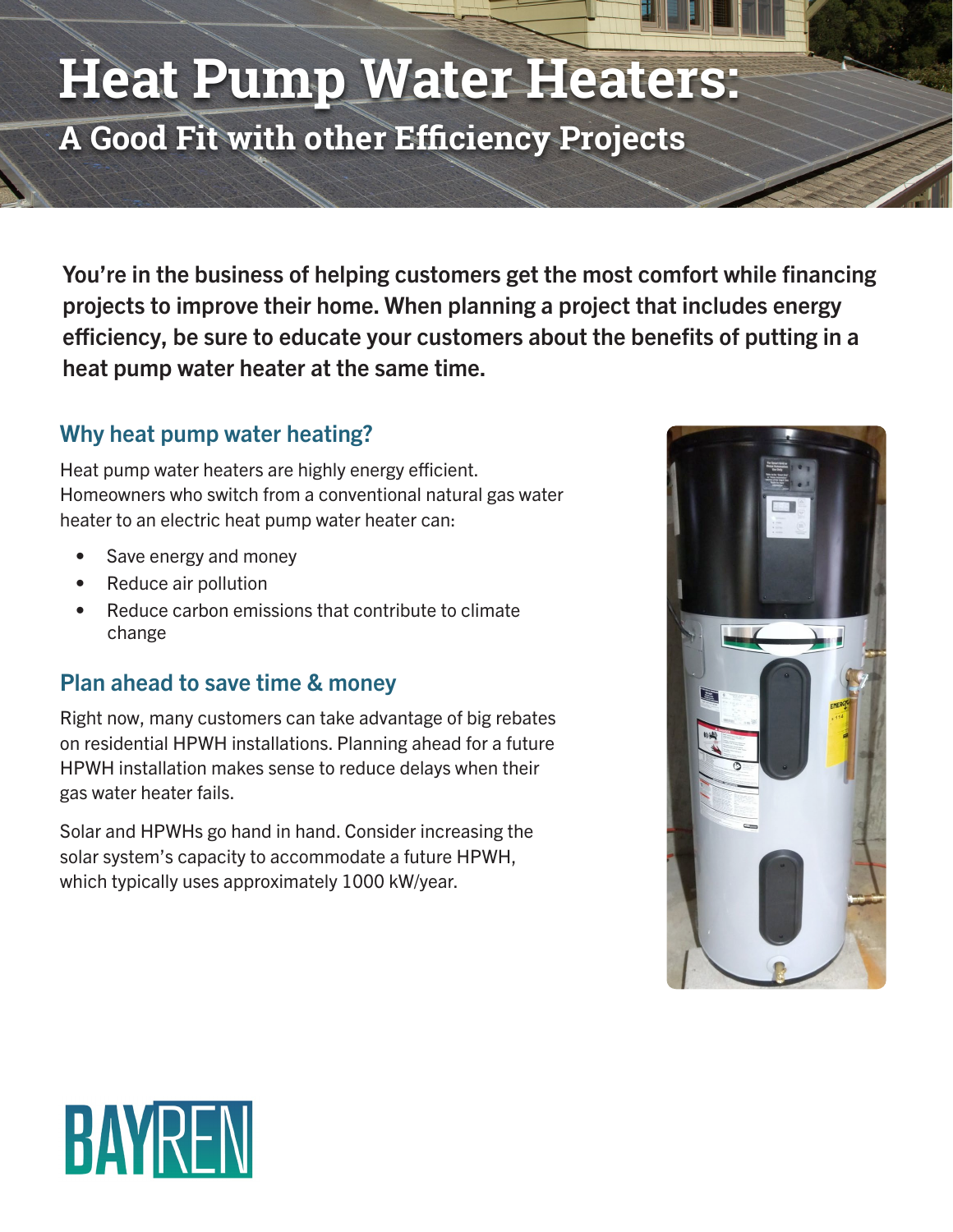# Heat Pump Water Heaters:

## A Good Fit with other Efficiency Projects

**You're in the business of helping customers get the most comfort while financing projects to improve their home. When planning a project that includes energy efficiency, be sure to educate your customers about the benefits of putting in a heat pump water heater at the same time.**

### Why heat pump water heating?

Heat pump water heaters are highly energy efficient. Homeowners who switch from a conventional natural gas water heater to an electric heat pump water heater can:

- Save energy and money
- Reduce air pollution
- Reduce carbon emissions that contribute to climate change

### Plan ahead to save time & money

Right now, many customers can take advantage of big rebates on residential HPWH installations. Planning ahead for a future HPWH installation makes sense to reduce delays when their gas water heater fails.

Solar and HPWHs go hand in hand. Consider increasing the solar system's capacity to accommodate a future HPWH, which typically uses approximately 1000 kW/year.

BAYREN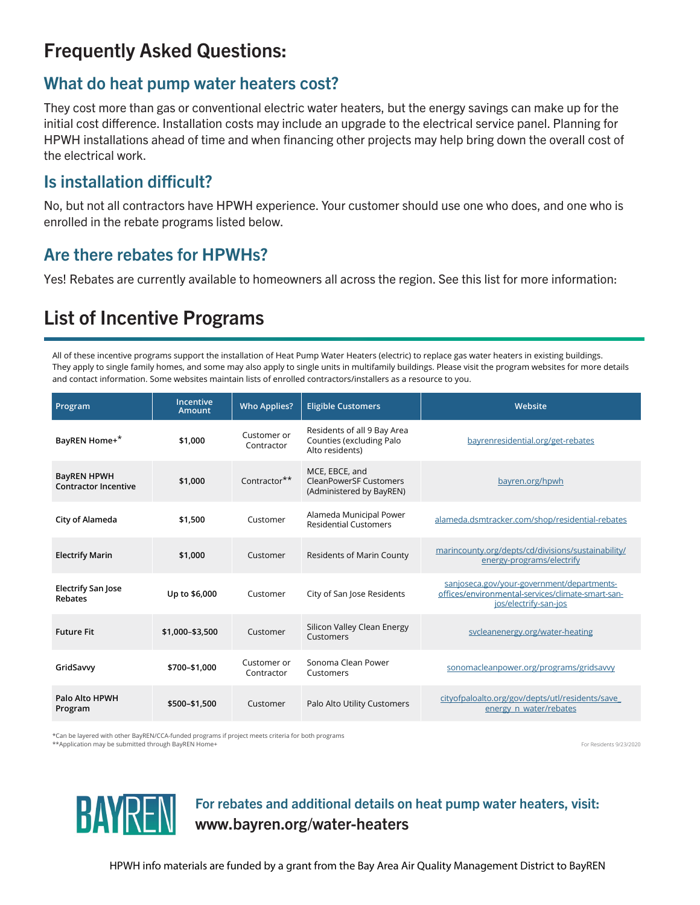# Frequently Asked Questions:

## What do heat pump water heaters cost?

They cost more than gas or conventional electric water heaters, but the energy savings can make up for the initial cost difference. Installation costs may include an upgrade to the electrical service panel. Planning for HPWH installations ahead of time and when financing other projects may help bring down the overall cost of the electrical work.

## Is installation difficult?

No, but not all contractors have HPWH experience. Your customer should use one who does, and one who is enrolled in the rebate programs listed below.

## Are there rebates for HPWHs?

Yes! Rebates are currently available to homeowners all across the region. See this list for more information:

# List of Incentive Programs

All of these incentive programs support the installation of Heat Pump Water Heaters (electric) to replace gas water heaters in existing buildings. They apply to single family homes, and some may also apply to single units in multifamily buildings. Please visit the program websites for more details and contact information. Some websites maintain lists of enrolled contractors/installers as a resource to you.

| Program | Incentive Amount | Who Applies? | Eligible Customers | Website |
|---|---|---|---|---|
| **BayREN Home+*** | **$1,000** | Customer or Contractor | Residents of all 9 Bay Area Counties (excluding Palo Alto residents) | bayrenresidential.org/get-rebates |
| **BayREN HPWH Contractor Incentive** | **$1,000** | Contractor** | MCE, EBCE, and CleanPowerSF Customers (Administered by BayREN) | bayren.org/hpwh |
| **City of Alameda** | **$1,500** | Customer | Alameda Municipal Power Residential Customers | alameda.dsmtracker.com/shop/residential-rebates |
| **Electrify Marin** | **$1,000** | Customer | Residents of Marin County | marincounty.org/depts/cd/divisions/sustainability/energy-programs/electrify |
| **Electrify San Jose Rebates** | **Up to $6,000** | Customer | City of San Jose Residents | sanjoseca.gov/your-government/departments-offices/environmental-services/climate-smart-san-jos/electrify-san-jos |
| **Future Fit** | **$1,000–$3,500** | Customer | Silicon Valley Clean Energy Customers | svcleanenergy.org/water-heating |
| **GridSavvy** | **$700–$1,000** | Customer or Contractor | Sonoma Clean Power Customers | sonomacleanpower.org/programs/gridsavvy |
| **Palo Alto HPWH Program** | **$500–$1,500** | Customer | Palo Alto Utility Customers | cityofpaloalto.org/gov/depts/utl/residents/save_energy_n_water/rebates |

*Can be layered with other BayREN/CCA-funded programs if project meets criteria for both programs
**Application may be submitted through BayREN Home+

For Residents 9/23/2020

BAYREN

**For rebates and additional details on heat pump water heaters, visit:**
**www.bayren.org/water-heaters**

HPWH info materials are funded by a grant from the Bay Area Air Quality Management District to BayREN